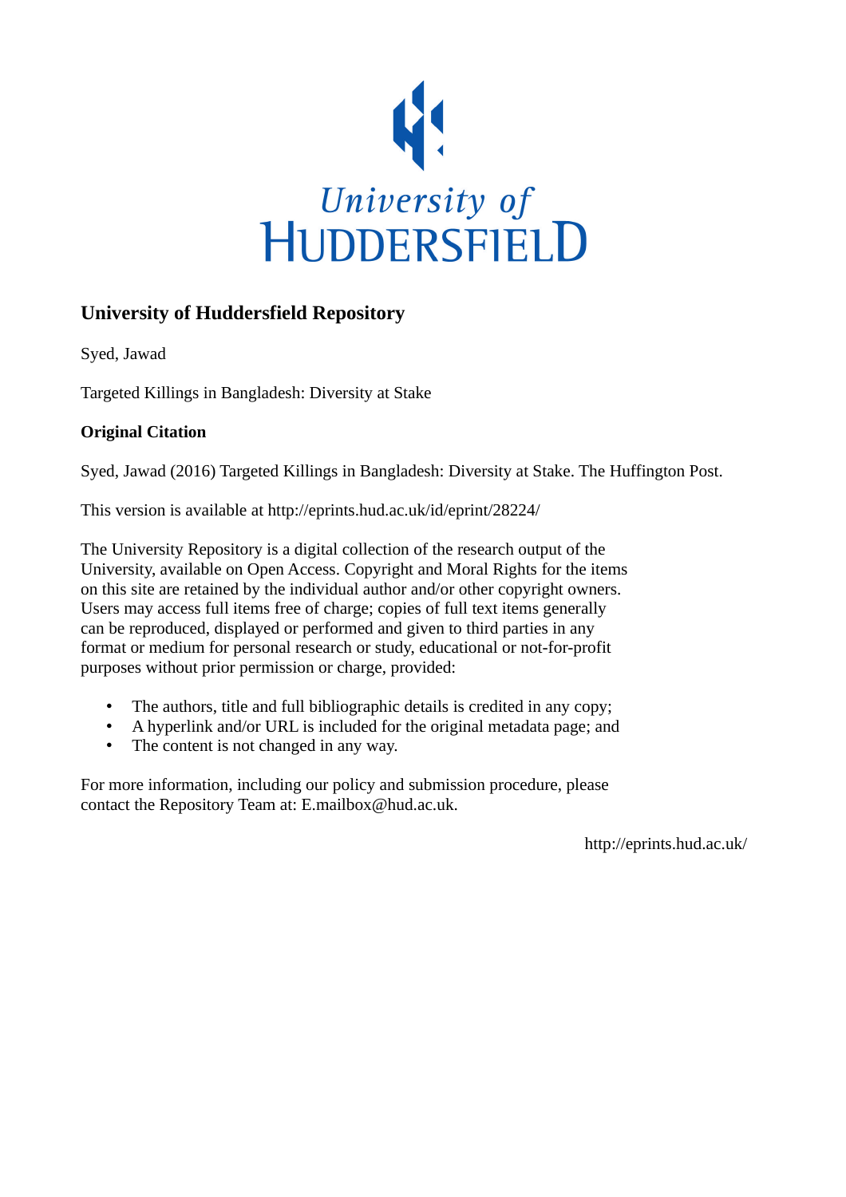University of HUDDERSFIELD

## University of Huddersfield Repository

Syed, Jawad

Targeted Killings in Bangladesh: Diversity at Stake

### Original Citation

Syed, Jawad (2016) Targeted Killings in Bangladesh: Diversity at Stake. The Huffington Post.

This version is available at http://eprints.hud.ac.uk/id/eprint/28224/

The University Repository is a digital collection of the research output of the University, available on Open Access. Copyright and Moral Rights for the items on this site are retained by the individual author and/or other copyright owners. Users may access full items free of charge; copies of full text items generally can be reproduced, displayed or performed and given to third parties in any format or medium for personal research or study, educational or not-for-profit purposes without prior permission or charge, provided:

- The authors, title and full bibliographic details is credited in any copy;
- A hyperlink and/or URL is included for the original metadata page; and
- The content is not changed in any way.

For more information, including our policy and submission procedure, please contact the Repository Team at: E.mailbox@hud.ac.uk.

http://eprints.hud.ac.uk/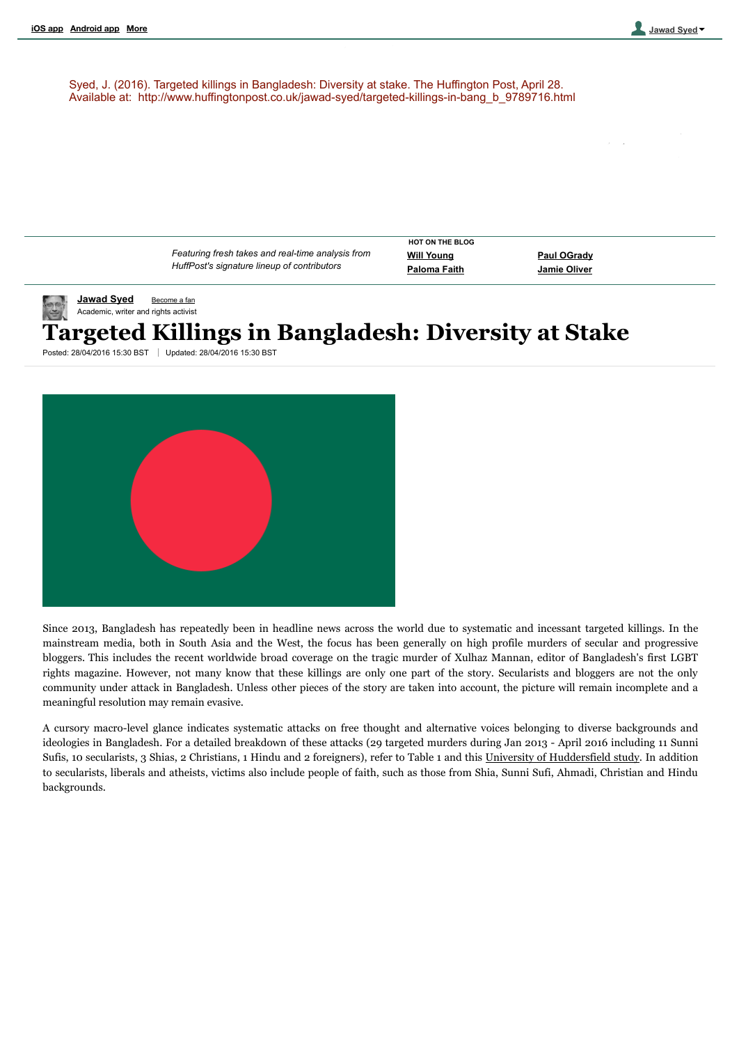Syed, J. (2016). Targeted killings in Bangladesh: Diversity at stake. The Huffington Post, April 28. Available at: http://www.huffingtonpost.co.uk/jawad-syed/targeted-killings-in-bang_b_9789716.html

*Featuring fresh takes and real-time analysis from HuffPost's signature lineup of contributors*

**Jawad Syed**
Academic, writer and rights activist

# Targeted Killings in Bangladesh: Diversity at Stake

Posted: 28/04/2016 15:30 BST | Updated: 28/04/2016 15:30 BST

Since 2013, Bangladesh has repeatedly been in headline news across the world due to systematic and incessant targeted killings. In the mainstream media, both in South Asia and the West, the focus has been generally on high profile murders of secular and progressive bloggers. This includes the recent worldwide broad coverage on the tragic murder of Xulhaz Mannan, editor of Bangladesh's first LGBT rights magazine. However, not many know that these killings are only one part of the story. Secularists and bloggers are not the only community under attack in Bangladesh. Unless other pieces of the story are taken into account, the picture will remain incomplete and a meaningful resolution may remain evasive.

A cursory macro-level glance indicates systematic attacks on free thought and alternative voices belonging to diverse backgrounds and ideologies in Bangladesh. For a detailed breakdown of these attacks (29 targeted murders during Jan 2013 - April 2016 including 11 Sunni Sufis, 10 secularists, 3 Shias, 2 Christians, 1 Hindu and 2 foreigners), refer to Table 1 and this University of Huddersfield study. In addition to secularists, liberals and atheists, victims also include people of faith, such as those from Shia, Sunni Sufi, Ahmadi, Christian and Hindu backgrounds.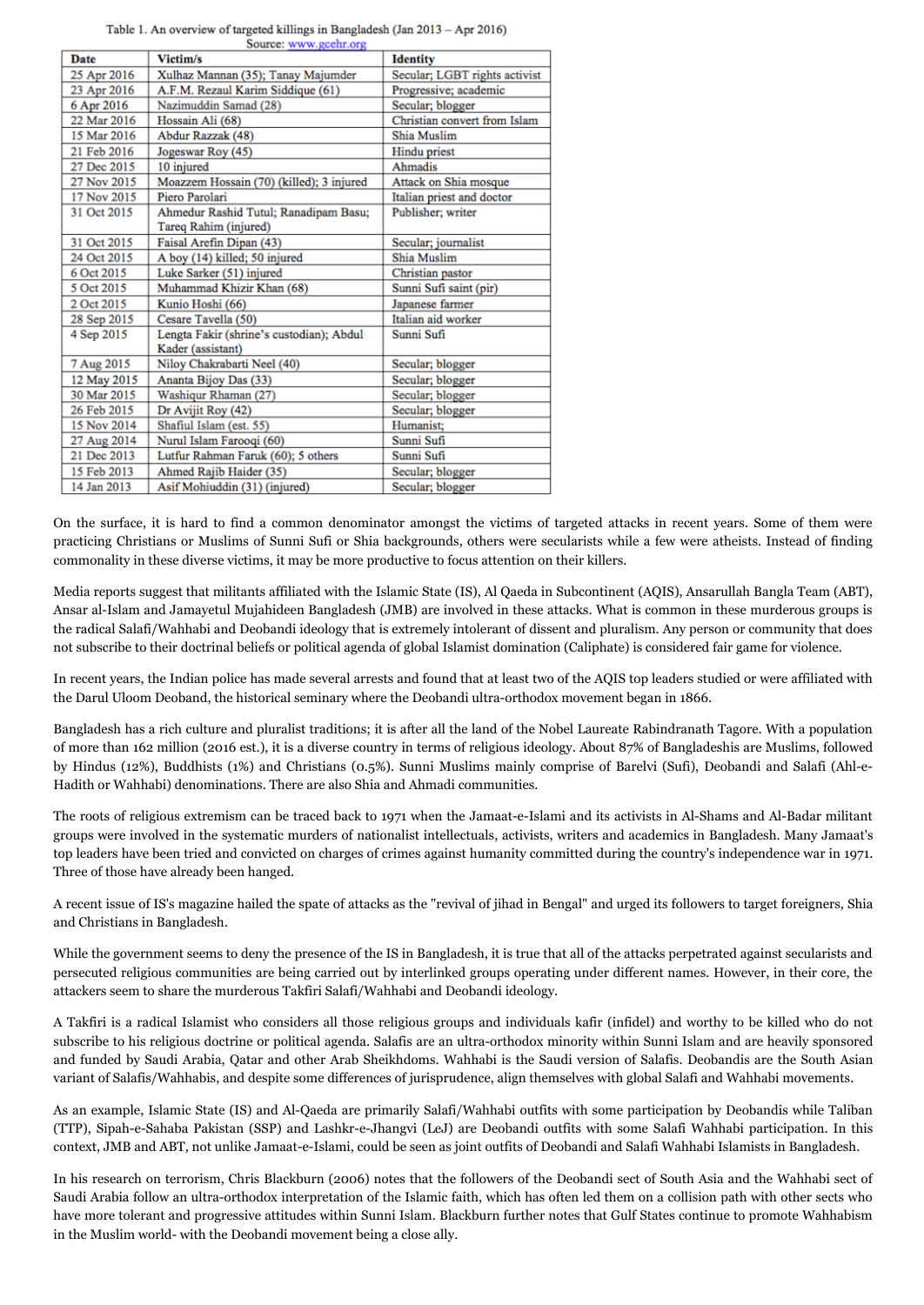Table 1. An overview of targeted killings in Bangladesh (Jan 2013 – Apr 2016)
Source: www.gcehr.org

| Date | Victim/s | Identity |
|---|---|---|
| 25 Apr 2016 | Xulhaz Mannan (35); Tanay Majumder | Secular; LGBT rights activist |
| 23 Apr 2016 | A.F.M. Rezaul Karim Siddique (61) | Progressive; academic |
| 6 Apr 2016 | Nazimuddin Samad (28) | Secular; blogger |
| 22 Mar 2016 | Hossain Ali (68) | Christian convert from Islam |
| 15 Mar 2016 | Abdur Razzak (48) | Shia Muslim |
| 21 Feb 2016 | Jogeswar Roy (45) | Hindu priest |
| 27 Dec 2015 | 10 injured | Ahmadis |
| 27 Nov 2015 | Moazzem Hossain (70) (killed); 3 injured | Attack on Shia mosque |
| 17 Nov 2015 | Piero Parolari | Italian priest and doctor |
| 31 Oct 2015 | Ahmedur Rashid Tutul; Ranadipam Basu; Tareq Rahim (injured) | Publisher; writer |
| 31 Oct 2015 | Faisal Arefin Dipan (43) | Secular; journalist |
| 24 Oct 2015 | A boy (14) killed; 50 injured | Shia Muslim |
| 6 Oct 2015 | Luke Sarker (51) injured | Christian pastor |
| 5 Oct 2015 | Muhammad Khizir Khan (68) | Sunni Sufi saint (pir) |
| 2 Oct 2015 | Kunio Hoshi (66) | Japanese farmer |
| 28 Sep 2015 | Cesare Tavella (50) | Italian aid worker |
| 4 Sep 2015 | Lengta Fakir (shrine's custodian); Abdul Kader (assistant) | Sunni Sufi |
| 7 Aug 2015 | Niloy Chakrabarti Neel (40) | Secular; blogger |
| 12 May 2015 | Ananta Bijoy Das (33) | Secular; blogger |
| 30 Mar 2015 | Washiqur Rhaman (27) | Secular; blogger |
| 26 Feb 2015 | Dr Avijit Roy (42) | Secular; blogger |
| 15 Nov 2014 | Shafiul Islam (est. 55) | Humanist; |
| 27 Aug 2014 | Nurul Islam Farooqi (60) | Sunni Sufi |
| 21 Dec 2013 | Lutfur Rahman Faruk (60); 5 others | Sunni Sufi |
| 15 Feb 2013 | Ahmed Rajib Haider (35) | Secular; blogger |
| 14 Jan 2013 | Asif Mohiuddin (31) (injured) | Secular; blogger |

On the surface, it is hard to find a common denominator amongst the victims of targeted attacks in recent years. Some of them were practicing Christians or Muslims of Sunni Sufi or Shia backgrounds, others were secularists while a few were atheists. Instead of finding commonality in these diverse victims, it may be more productive to focus attention on their killers.

Media reports suggest that militants affiliated with the Islamic State (IS), Al Qaeda in Subcontinent (AQIS), Ansarullah Bangla Team (ABT), Ansar al-Islam and Jamayetul Mujahideen Bangladesh (JMB) are involved in these attacks. What is common in these murderous groups is the radical Salafi/Wahhabi and Deobandi ideology that is extremely intolerant of dissent and pluralism. Any person or community that does not subscribe to their doctrinal beliefs or political agenda of global Islamist domination (Caliphate) is considered fair game for violence.

In recent years, the Indian police has made several arrests and found that at least two of the AQIS top leaders studied or were affiliated with the Darul Uloom Deoband, the historical seminary where the Deobandi ultra-orthodox movement began in 1866.

Bangladesh has a rich culture and pluralist traditions; it is after all the land of the Nobel Laureate Rabindranath Tagore. With a population of more than 162 million (2016 est.), it is a diverse country in terms of religious ideology. About 87% of Bangladeshis are Muslims, followed by Hindus (12%), Buddhists (1%) and Christians (0.5%). Sunni Muslims mainly comprise of Barelvi (Sufi), Deobandi and Salafi (Ahl-e-Hadith or Wahhabi) denominations. There are also Shia and Ahmadi communities.

The roots of religious extremism can be traced back to 1971 when the Jamaat-e-Islami and its activists in Al-Shams and Al-Badar militant groups were involved in the systematic murders of nationalist intellectuals, activists, writers and academics in Bangladesh. Many Jamaat's top leaders have been tried and convicted on charges of crimes against humanity committed during the country's independence war in 1971. Three of those have already been hanged.

A recent issue of IS's magazine hailed the spate of attacks as the "revival of jihad in Bengal" and urged its followers to target foreigners, Shia and Christians in Bangladesh.

While the government seems to deny the presence of the IS in Bangladesh, it is true that all of the attacks perpetrated against secularists and persecuted religious communities are being carried out by interlinked groups operating under different names. However, in their core, the attackers seem to share the murderous Takfiri Salafi/Wahhabi and Deobandi ideology.

A Takfiri is a radical Islamist who considers all those religious groups and individuals kafir (infidel) and worthy to be killed who do not subscribe to his religious doctrine or political agenda. Salafis are an ultra-orthodox minority within Sunni Islam and are heavily sponsored and funded by Saudi Arabia, Qatar and other Arab Sheikhdoms. Wahhabi is the Saudi version of Salafis. Deobandis are the South Asian variant of Salafis/Wahhabis, and despite some differences of jurisprudence, align themselves with global Salafi and Wahhabi movements.

As an example, Islamic State (IS) and Al-Qaeda are primarily Salafi/Wahhabi outfits with some participation by Deobandis while Taliban (TTP), Sipah-e-Sahaba Pakistan (SSP) and Lashkr-e-Jhangvi (LeJ) are Deobandi outfits with some Salafi Wahhabi participation. In this context, JMB and ABT, not unlike Jamaat-e-Islami, could be seen as joint outfits of Deobandi and Salafi Wahhabi Islamists in Bangladesh.

In his research on terrorism, Chris Blackburn (2006) notes that the followers of the Deobandi sect of South Asia and the Wahhabi sect of Saudi Arabia follow an ultra-orthodox interpretation of the Islamic faith, which has often led them on a collision path with other sects who have more tolerant and progressive attitudes within Sunni Islam. Blackburn further notes that Gulf States continue to promote Wahhabism in the Muslim world- with the Deobandi movement being a close ally.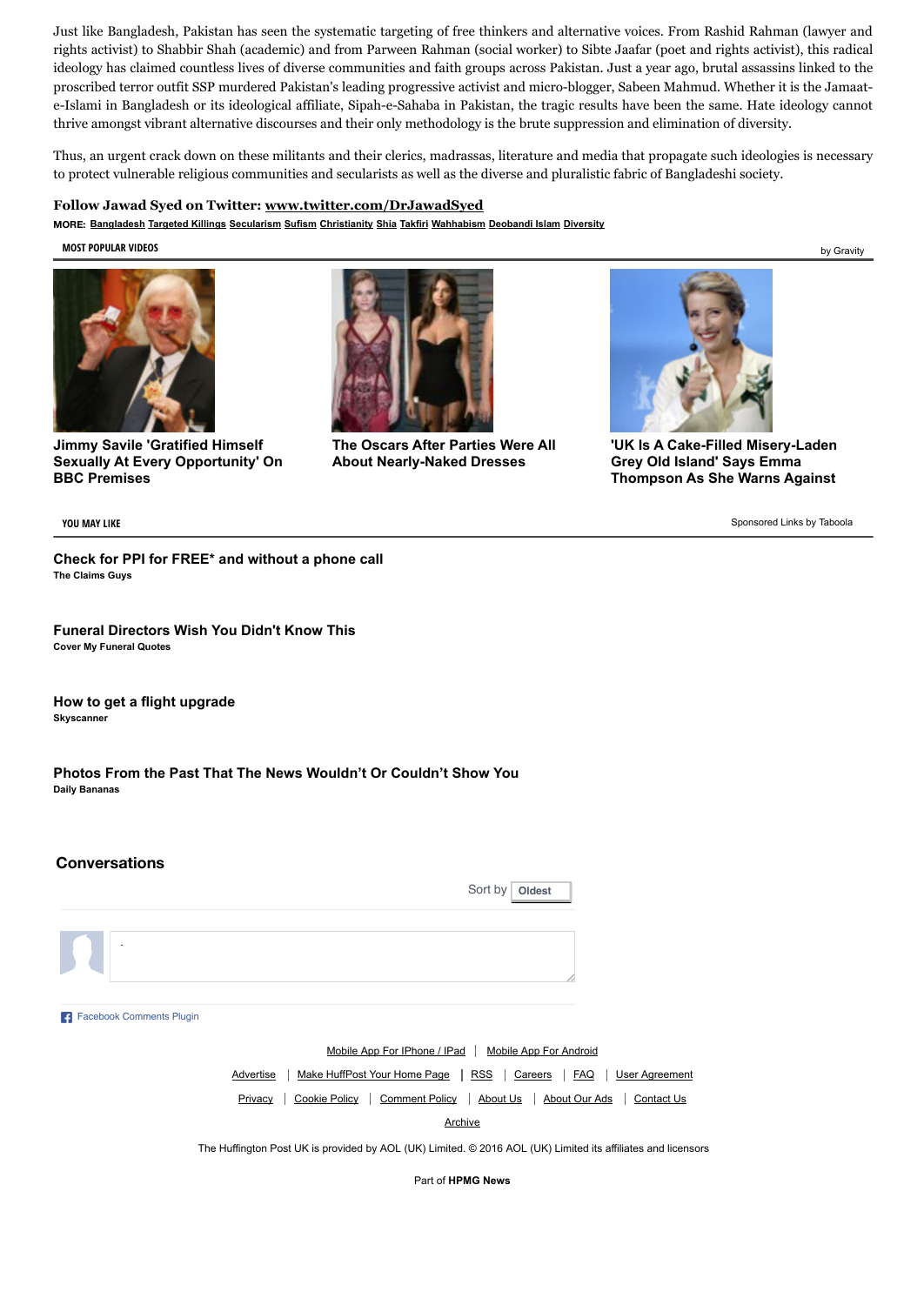Just like Bangladesh, Pakistan has seen the systematic targeting of free thinkers and alternative voices. From Rashid Rahman (lawyer and rights activist) to Shabbir Shah (academic) and from Parween Rahman (social worker) to Sibte Jaafar (poet and rights activist), this radical ideology has claimed countless lives of diverse communities and faith groups across Pakistan. Just a year ago, brutal assassins linked to the proscribed terror outfit SSP murdered Pakistan's leading progressive activist and micro-blogger, Sabeen Mahmud. Whether it is the Jamaat-e-Islami in Bangladesh or its ideological affiliate, Sipah-e-Sahaba in Pakistan, the tragic results have been the same. Hate ideology cannot thrive amongst vibrant alternative discourses and their only methodology is the brute suppression and elimination of diversity.

Thus, an urgent crack down on these militants and their clerics, madrassas, literature and media that propagate such ideologies is necessary to protect vulnerable religious communities and secularists as well as the diverse and pluralistic fabric of Bangladeshi society.

**Follow Jawad Syed on Twitter: www.twitter.com/DrJawadSyed**

**MORE:** Bangladesh Targeted Killings Secularism Sufism Christianity Shia Takfiri Wahhabism Deobandi Islam Diversity

**MOST POPULAR VIDEOS** by Gravity

**Jimmy Savile 'Gratified Himself Sexually At Every Opportunity' On BBC Premises**

**The Oscars After Parties Were All About Nearly-Naked Dresses**

**'UK Is A Cake-Filled Misery-Laden Grey Old Island' Says Emma Thompson As She Warns Against**

**YOU MAY LIKE** Sponsored Links by Taboola

**Check for PPI for FREE* and without a phone call**
The Claims Guys

**Funeral Directors Wish You Didn't Know This**
Cover My Funeral Quotes

**How to get a flight upgrade**
Skyscanner

**Photos From the Past That The News Wouldn't Or Couldn't Show You**
Daily Bananas

## Conversations

Sort by Oldest

Facebook Comments Plugin

Mobile App For IPhone / IPad | Mobile App For Android

Advertise | Make HuffPost Your Home Page | RSS | Careers | FAQ | User Agreement

Privacy | Cookie Policy | Comment Policy | About Us | About Our Ads | Contact Us

Archive

The Huffington Post UK is provided by AOL (UK) Limited. © 2016 AOL (UK) Limited its affiliates and licensors

Part of **HPMG News**